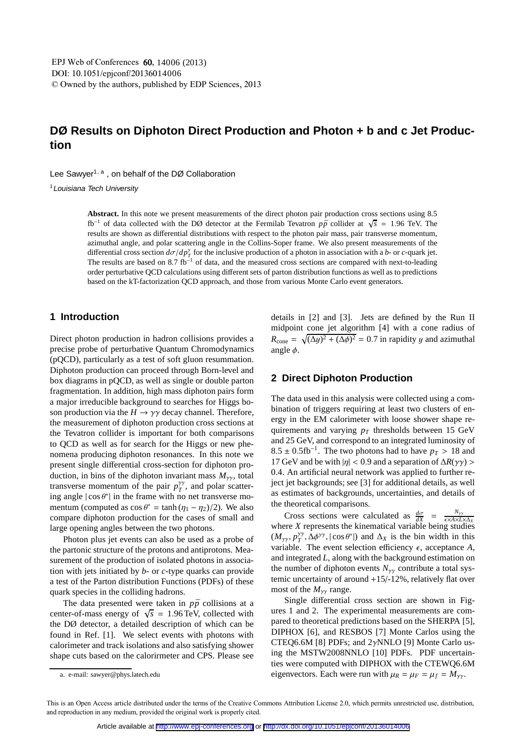# DØ Results on Diphoton Direct Production and Photon + b and c Jet Production

Lee Sawyer[1, a] , on behalf of the DØ Collaboration

[1] *Louisiana Tech University*

**Abstract.** In this note we present measurements of the direct photon pair production cross sections using 8.5 fb$^{-1}$ of data collected with the DØ detector at the Fermilab Tevatron $p\bar{p}$ collider at $\sqrt{s}$ = 1.96 TeV. The results are shown as differential distributions with respect to the photon pair mass, pair transverse momentum, azimuthal angle, and polar scattering angle in the Collins-Soper frame. We also present measurements of the differential cross section $d\sigma/dp_T^\gamma$ for the inclusive production of a photon in association with a *b*- or *c*-quark jet. The results are based on 8.7 fb$^{-1}$ of data, and the measured cross sections are compared with next-to-leading order perturbative QCD calculations using different sets of parton distribution functions as well as to predictions based on the kT-factorization QCD approach, and those from various Monte Carlo event generators.

## 1 Introduction

Direct photon production in hadron collisions provides a precise probe of perturbative Quantum Chromodynamics (pQCD), particularly as a test of soft gluon resummation. Diphoton production can proceed through Born-level and box diagrams in pQCD, as well as single or double parton fragmentation. In addition, high mass diphoton pairs form a major irreducible background to searches for Higgs boson production via the $H \rightarrow \gamma\gamma$ decay channel. Therefore, the measurement of diphoton production cross sections at the Tevatron collider is important for both comparisons to QCD as well as for search for the Higgs or new phenomena producing diphoton resonances. In this note we present single differential cross-section for diphoton production, in bins of the diphoton invariant mass $M_{\gamma\gamma}$, total transverse momentum of the pair $p_T^{\gamma\gamma}$, and polar scattering angle $|\cos\theta^*|$ in the frame with no net transverse momentum (computed as $\cos\theta^* = \tanh(\eta_1 - \eta_2)/2$). We also compare diphoton production for the cases of small and large opening angles between the two photons.

Photon plus jet events can also be used as a probe of the partonic structure of the protons and antiprotons. Measurement of the production of isolated photons in association with jets initiated by *b*- or *c*-type quarks can provide a test of the Parton distribution Functions (PDFs) of these quark species in the colliding hadrons.

The data presented were taken in $p\bar{p}$ collisions at a center-of-mass energy of $\sqrt{s}$ = 1.96 TeV, collected with the DØ detector, a detailed description of which can be found in Ref. [1]. We select events with photons with calorimeter and track isolations and also satisfying shower shape cuts based on the calorirmeter and CPS. Please see details in [2] and [3]. Jets are defined by the Run II midpoint cone jet algorithm [4] with a cone radius of $R_{\text{cone}} = \sqrt{(\Delta y)^2 + (\Delta\phi)^2} = 0.7$ in rapidity $y$ and azimuthal angle $\phi$.

## 2 Direct Diphoton Production

The data used in this analysis were collected using a combination of triggers requiring at least two clusters of energy in the EM calorimeter with loose shower shape requirements and varying $p_T$ thresholds between 15 GeV and 25 GeV, and correspond to an integrated luminosity of $8.5 \pm 0.5$fb$^{-1}$. The two photons had to have $p_T > 18$ and 17 GeV and be with $|\eta| < 0.9$ and a separation of $\Delta R(\gamma\gamma) > 0.4$. An artificial neural network was applied to further reject jet backgrounds; see [3] for additional details, as well as estimates of backgrounds, uncertainties, and details of the theoretical comparisons.

Cross sections were calculated as $\frac{d\sigma}{dX} = \frac{N_{\gamma\gamma}}{\epsilon \times A \times L \times \Delta_X}$ where $X$ represents the kinematical variable being studies ($M_{\gamma\gamma}, p_T^{\gamma\gamma}, \Delta\phi^{\gamma\gamma}, |\cos\theta^*|$) and $\Delta_X$ is the bin width in this variable. The event selection efficiency $\epsilon$, acceptance $A$, and integrated $L$, along with the background estimation on the number of diphoton events $N_{\gamma\gamma}$ contribute a total systemic uncertainty of around +15/-12%, relatively flat over most of the $M_{\gamma\gamma}$ range.

Single differential cross section are shown in Figures 1 and 2. The experimental measurements are compared to theoretical predictions based on the SHERPA [5], DIPHOX [6], and RESBOS [7] Monte Carlos using the CTEQ6.6M [8] PDFs; and 2γNNLO [9] Monte Carlo using the MSTW2008NNLO [10] PDFs. PDF uncertainties were computed with DIPHOX with the CTEWQ6.6M eigenvectors. Each were run with $\mu_R = \mu_F = \mu_f = M_{\gamma\gamma}$.

a. e-mail: sawyer@phys.latech.edu

This is an Open Access article distributed under the terms of the Creative Commons Attribution License 2.0, which permits unrestricted use, distribution, and reproduction in any medium, provided the original work is properly cited.

Article available at http://www.epj-conferences.org or http://dx.doi.org/10.1051/epjconf/20136014006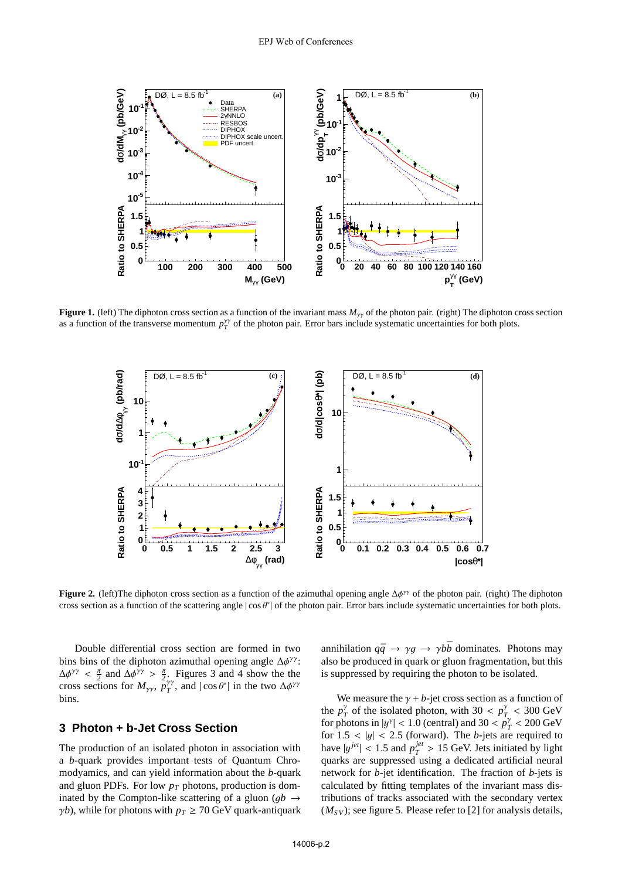**Figure 1.** (left) The diphoton cross section as a function of the invariant mass $M_{\gamma\gamma}$ of the photon pair. (right) The diphoton cross section as a function of the transverse momentum $p_T^{\gamma\gamma}$ of the photon pair. Error bars include systematic uncertainties for both plots.

**Figure 2.** (left)The diphoton cross section as a function of the azimuthal opening angle $\Delta\phi^{\gamma\gamma}$ of the photon pair. (right) The diphoton cross section as a function of the scattering angle $|\cos\theta^{*}|$ of the photon pair. Error bars include systematic uncertainties for both plots.

Double differential cross section are formed in two bins bins of the diphoton azimuthal opening angle $\Delta\phi^{\gamma\gamma}$: $\Delta\phi^{\gamma\gamma} < \frac{\pi}{2}$ and $\Delta\phi^{\gamma\gamma} > \frac{\pi}{2}$. Figures 3 and 4 show the the cross sections for $M_{\gamma\gamma}$, $p_T^{\gamma\gamma}$, and $|\cos\theta^{*}|$ in the two $\Delta\phi^{\gamma\gamma}$ bins.

## 3 Photon + b-Jet Cross Section

The production of an isolated photon in association with a $b$-quark provides important tests of Quantum Chromodynamics, and can yield information about the $b$-quark and gluon PDFs. For low $p_T$ photons, production is dominated by the Compton-like scattering of a gluon ($gb \rightarrow \gamma b$), while for photons with $p_T \geq 70$ GeV quark-antiquark annihilation $q\bar{q} \rightarrow \gamma g \rightarrow \gamma b\bar{b}$ dominates. Photons may also be produced in quark or gluon fragmentation, but this is suppressed by requiring the photon to be isolated.

We measure the $\gamma + b$-jet cross section as a function of the $p_T^{\gamma}$ of the isolated photon, with $30 < p_T^{\gamma} < 300$ GeV for photons in $|y^{\gamma}| < 1.0$ (central) and $30 < p_T^{\gamma} < 200$ GeV for $1.5 < |y| < 2.5$ (forward). The $b$-jets are required to have $|y^{jet}| < 1.5$ and $p_T^{jet} > 15$ GeV. Jets initiated by light quarks are suppressed using a dedicated artificial neural network for $b$-jet identification. The fraction of $b$-jets is calculated by fitting templates of the invariant mass distributions of tracks associated with the secondary vertex ($M_{SV}$); see figure 5. Please refer to [2] for analysis details,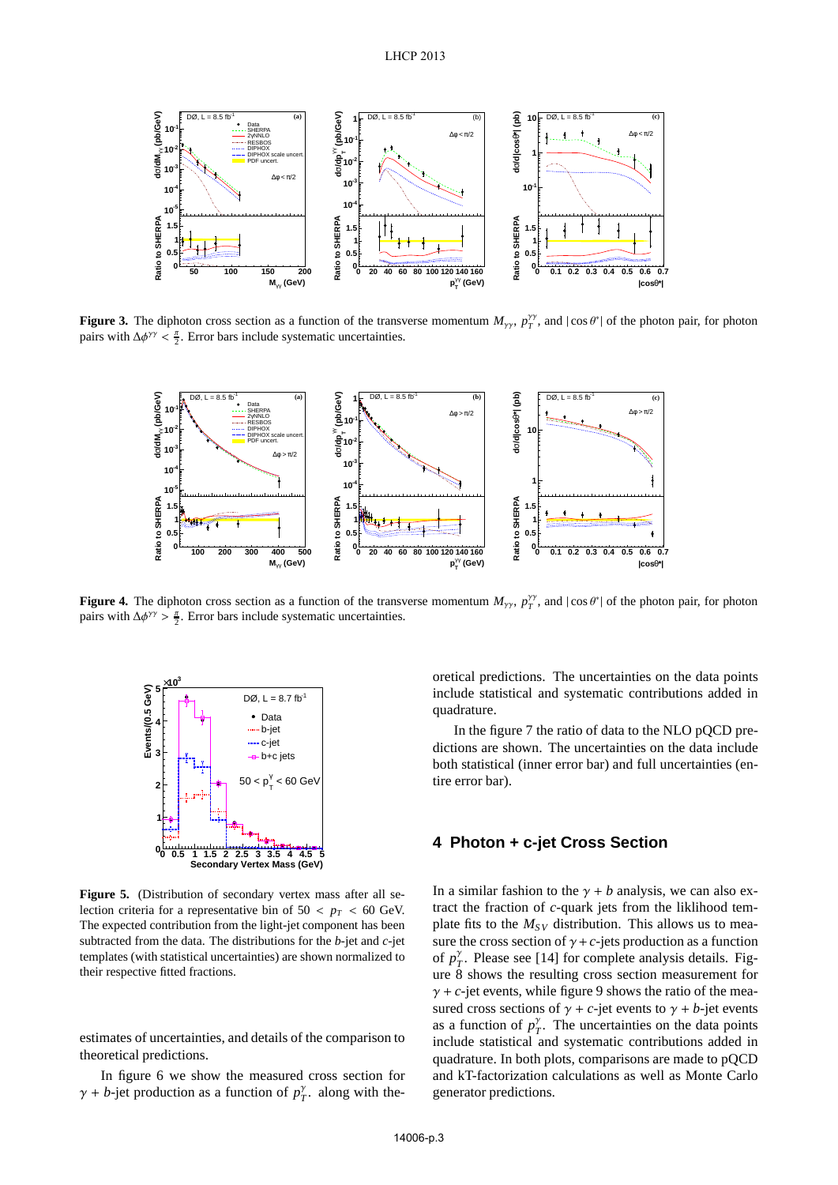**Figure 3.** The diphoton cross section as a function of the transverse momentum $M_{\gamma\gamma}$, $p_T^{\gamma\gamma}$, and $|\cos\theta^*|$ of the photon pair, for photon pairs with $\Delta\phi^{\gamma\gamma} < \frac{\pi}{2}$. Error bars include systematic uncertainties.

**Figure 4.** The diphoton cross section as a function of the transverse momentum $M_{\gamma\gamma}$, $p_T^{\gamma\gamma}$, and $|\cos\theta^*|$ of the photon pair, for photon pairs with $\Delta\phi^{\gamma\gamma} > \frac{\pi}{2}$. Error bars include systematic uncertainties.

**Figure 5.** (Distribution of secondary vertex mass after all selection criteria for a representative bin of $50 < p_T < 60$ GeV. The expected contribution from the light-jet component has been subtracted from the data. The distributions for the $b$-jet and $c$-jet templates (with statistical uncertainties) are shown normalized to their respective fitted fractions.

estimates of uncertainties, and details of the comparison to theoretical predictions.

In figure 6 we show the measured cross section for $\gamma + b$-jet production as a function of $p_T^\gamma$. along with theoretical predictions. The uncertainties on the data points include statistical and systematic contributions added in quadrature.

In the figure 7 the ratio of data to the NLO pQCD predictions are shown. The uncertainties on the data include both statistical (inner error bar) and full uncertainties (entire error bar).

## 4 Photon + c-jet Cross Section

In a similar fashion to the $\gamma + b$ analysis, we can also extract the fraction of $c$-quark jets from the liklihood template fits to the $M_{SV}$ distribution. This allows us to measure the cross section of $\gamma + c$-jets production as a function of $p_T^\gamma$. Please see [14] for complete analysis details. Figure 8 shows the resulting cross section measurement for $\gamma + c$-jet events, while figure 9 shows the ratio of the measured cross sections of $\gamma + c$-jet events to $\gamma + b$-jet events as a function of $p_T^\gamma$. The uncertainties on the data points include statistical and systematic contributions added in quadrature. In both plots, comparisons are made to pQCD and kT-factorization calculations as well as Monte Carlo generator predictions.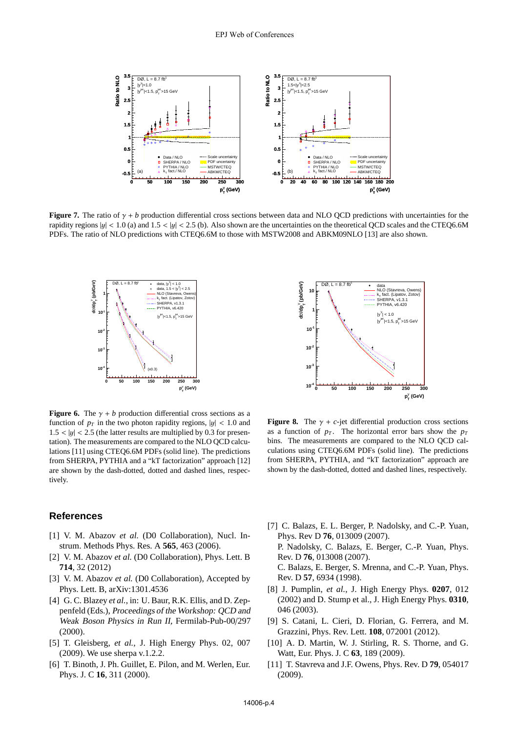**Figure 7.** The ratio of $\gamma + b$ production differential cross sections between data and NLO QCD predictions with uncertainties for the rapidity regions $|y| < 1.0$ (a) and $1.5 < |y| < 2.5$ (b). Also shown are the uncertainties on the theoretical QCD scales and the CTEQ6.6M PDFs. The ratio of NLO predictions with CTEQ6.6M to those with MSTW2008 and ABKM09NLO [13] are also shown.

**Figure 6.** The $\gamma + b$ production differential cross sections as a function of $p_T$ in the two photon rapidity regions, $|y| < 1.0$ and $1.5 < |y| < 2.5$ (the latter results are multiplied by 0.3 for presentation). The measurements are compared to the NLO QCD calculations [11] using CTEQ6.6M PDFs (solid line). The predictions from SHERPA, PYTHIA and a "kT factorization" approach [12] are shown by the dash-dotted, dotted and dashed lines, respectively.

**Figure 8.** The $\gamma + c$-jet differential production cross sections as a function of $p_T$. The horizontal error bars show the $p_T$ bins. The measurements are compared to the NLO QCD calculations using CTEQ6.6M PDFs (solid line). The predictions from SHERPA, PYTHIA, and "kT factorization" approach are shown by the dash-dotted, dotted and dashed lines, respectively.

## References

[1] V. M. Abazov *et al.* (D0 Collaboration), Nucl. Instrum. Methods Phys. Res. A **565**, 463 (2006).

[2] V. M. Abazov *et al.* (D0 Collaboration), Phys. Lett. B **714**, 32 (2012)

[3] V. M. Abazov *et al.* (D0 Collaboration), Accepted by Phys. Lett. B, arXiv:1301.4536

[4] G. C. Blazey *et al.*, in: U. Baur, R.K. Ellis, and D. Zeppenfeld (Eds.), *Proceedings of the Workshop: QCD and Weak Boson Physics in Run II,* Fermilab-Pub-00/297 (2000).

[5] T. Gleisberg, *et al.*, J. High Energy Phys. 02, 007 (2009). We use sherpa v.1.2.2.

[6] T. Binoth, J. Ph. Guillet, E. Pilon, and M. Werlen, Eur. Phys. J. C **16**, 311 (2000).

[7] C. Balazs, E. L. Berger, P. Nadolsky, and C.-P. Yuan, Phys. Rev D **76**, 013009 (2007).
P. Nadolsky, C. Balazs, E. Berger, C.-P. Yuan, Phys. Rev. D **76**, 013008 (2007).
C. Balazs, E. Berger, S. Mrenna, and C.-P. Yuan, Phys. Rev. D **57**, 6934 (1998).

[8] J. Pumplin, *et al.*, J. High Energy Phys. **0207**, 012 (2002) and D. Stump et al., J. High Energy Phys. **0310**, 046 (2003).

[9] S. Catani, L. Cieri, D. Florian, G. Ferrera, and M. Grazzini, Phys. Rev. Lett. **108**, 072001 (2012).

[10] A. D. Martin, W. J. Stirling, R. S. Thorne, and G. Watt, Eur. Phys. J. C **63**, 189 (2009).

[11] T. Stavreva and J.F. Owens, Phys. Rev. D **79**, 054017 (2009).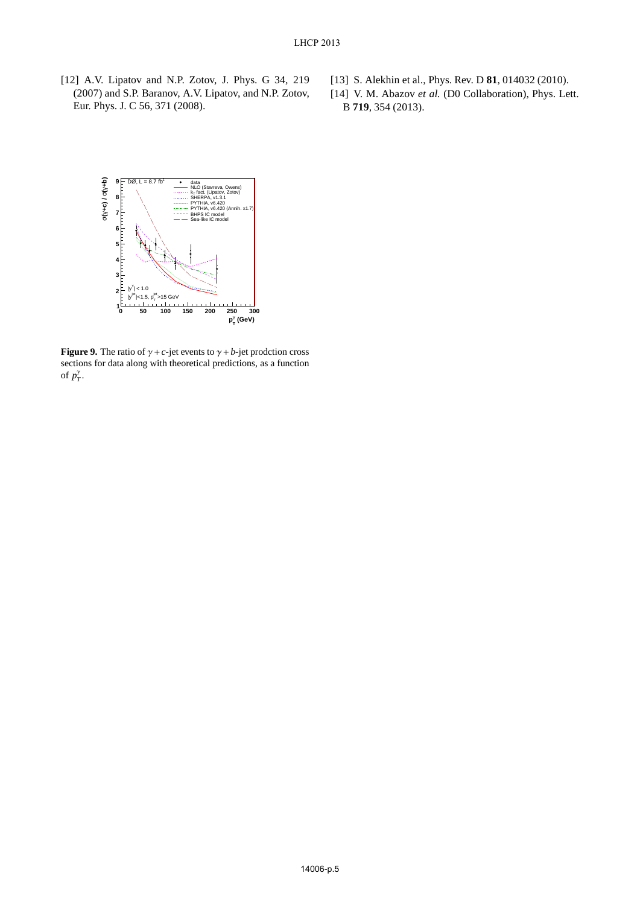[12] A.V. Lipatov and N.P. Zotov, J. Phys. G 34, 219 (2007) and S.P. Baranov, A.V. Lipatov, and N.P. Zotov, Eur. Phys. J. C 56, 371 (2008).

[13] S. Alekhin et al., Phys. Rev. D **81**, 014032 (2010).

[14] V. M. Abazov *et al.* (D0 Collaboration), Phys. Lett. B **719**, 354 (2013).

DØ, L = 8.7 fb$^{-1}$

data

NLO (Stavreva, Owens)

$k_T$ fact. (Lipatov, Zotov)

SHERPA, v1.3.1

PYTHIA, v6.420

PYTHIA, v6.420 (Annih. x1.7)

BHPS IC model

Sea-like IC model

$|y^{\gamma}| < 1.0$

$|y^{jet}|<1.5$, $p_T^{jet}>15$ GeV

σ(γ+c) / σ(γ+b)

$p_T^{\gamma}$ (GeV)

**Figure 9.** The ratio of $\gamma + c$-jet events to $\gamma + b$-jet prodction cross sections for data along with theoretical predictions, as a function of $p_T^{\gamma}$.